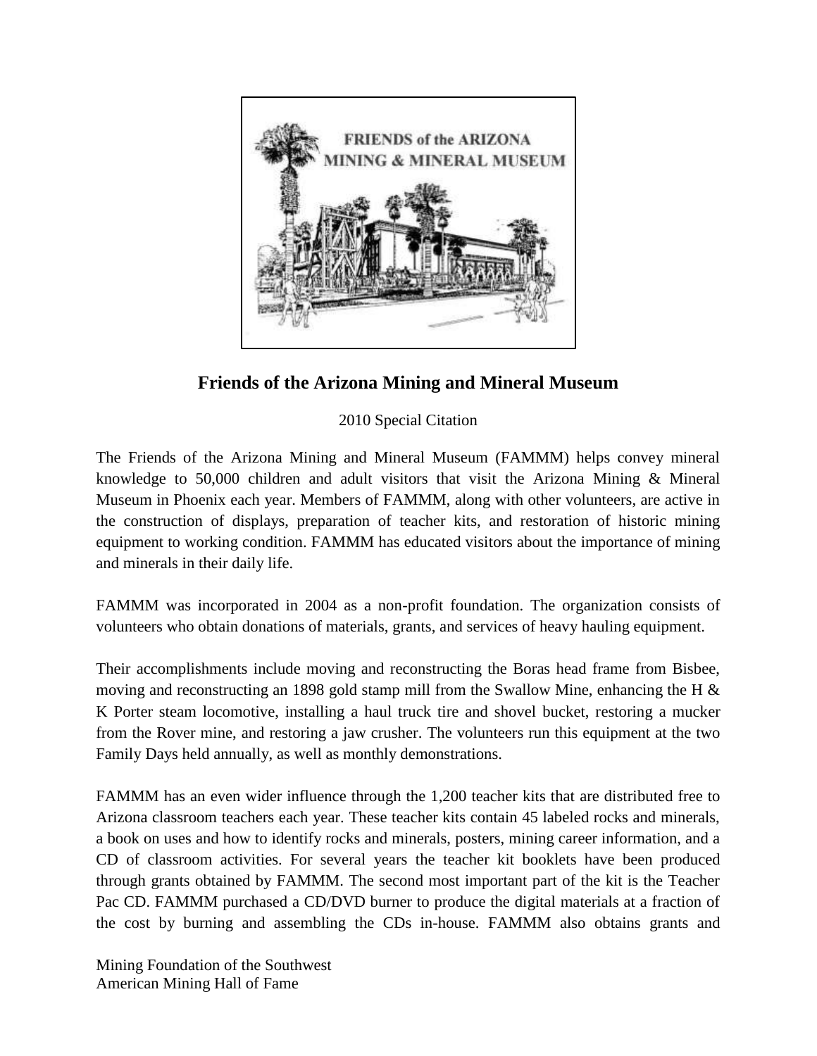# Friends of the Arizona Mining and Mineral Museum

2010 Special Citation

The Friends of the Arizona Mining and Mineral Museum (FAMMM) helps convey mineral knowledge to 50,000 children and adult visitors that visit the Arizona Mining & Mineral Museum in Phoenix each year. Members of FAMMM, along with other volunteers, are active in the construction of displays, preparation of teacher kits, and restoration of historic mining equipment to working condition. FAMMM has educated visitors about the importance of mining and minerals in their daily life.

FAMMM was incorporated in 2004 as a non-profit foundation. The organization consists of volunteers who obtain donations of materials, grants, and services of heavy hauling equipment.

Their accomplishments include moving and reconstructing the Boras head frame from Bisbee, moving and reconstructing an 1898 gold stamp mill from the Swallow Mine, enhancing the H & K Porter steam locomotive, installing a haul truck tire and shovel bucket, restoring a mucker from the Rover mine, and restoring a jaw crusher. The volunteers run this equipment at the two Family Days held annually, as well as monthly demonstrations.

FAMMM has an even wider influence through the 1,200 teacher kits that are distributed free to Arizona classroom teachers each year. These teacher kits contain 45 labeled rocks and minerals, a book on uses and how to identify rocks and minerals, posters, mining career information, and a CD of classroom activities. For several years the teacher kit booklets have been produced through grants obtained by FAMMM. The second most important part of the kit is the Teacher Pac CD. FAMMM purchased a CD/DVD burner to produce the digital materials at a fraction of the cost by burning and assembling the CDs in-house. FAMMM also obtains grants and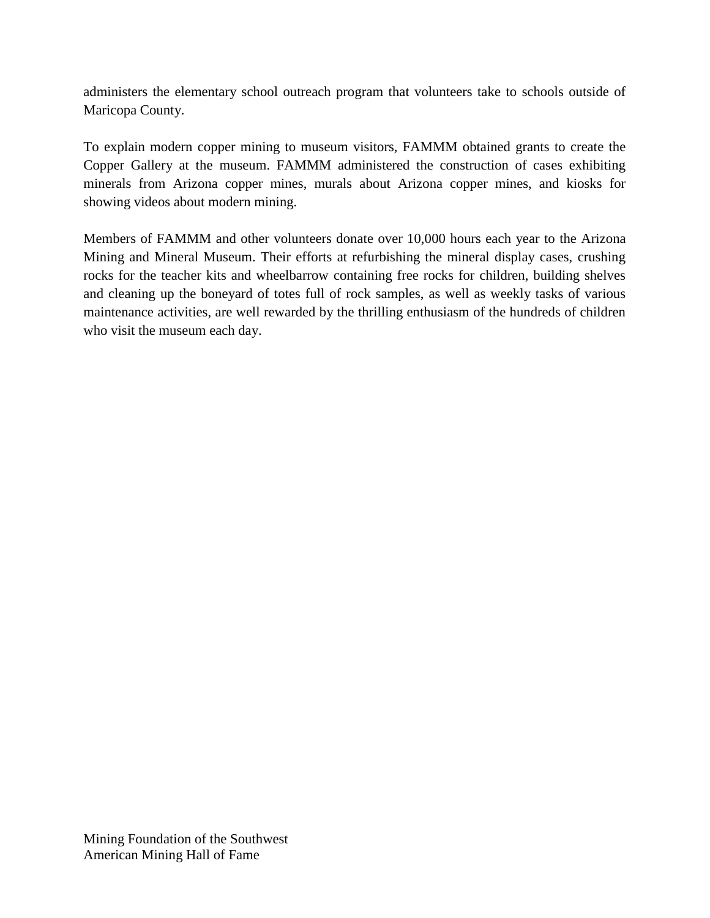administers the elementary school outreach program that volunteers take to schools outside of Maricopa County.

To explain modern copper mining to museum visitors, FAMMM obtained grants to create the Copper Gallery at the museum. FAMMM administered the construction of cases exhibiting minerals from Arizona copper mines, murals about Arizona copper mines, and kiosks for showing videos about modern mining.

Members of FAMMM and other volunteers donate over 10,000 hours each year to the Arizona Mining and Mineral Museum. Their efforts at refurbishing the mineral display cases, crushing rocks for the teacher kits and wheelbarrow containing free rocks for children, building shelves and cleaning up the boneyard of totes full of rock samples, as well as weekly tasks of various maintenance activities, are well rewarded by the thrilling enthusiasm of the hundreds of children who visit the museum each day.